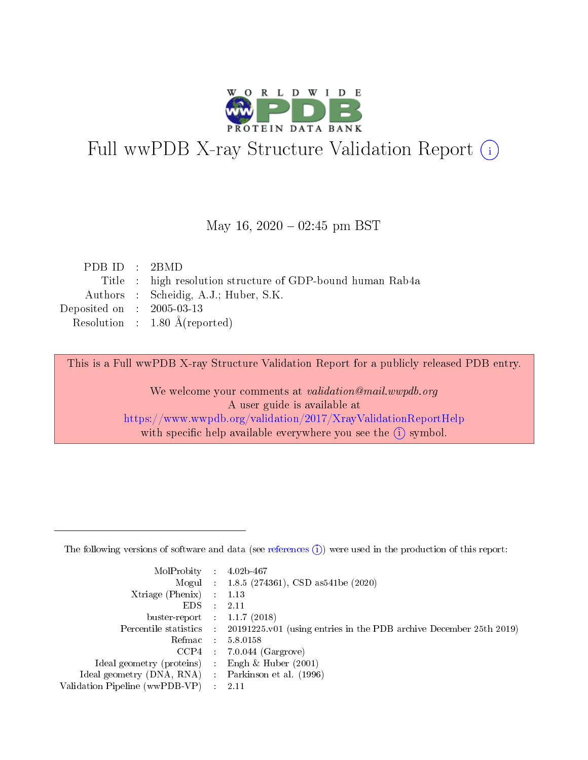# Full wwPDB X-ray Structure Validation Report (i)

May 16, 2020 – 02:45 pm BST

| | | |
|---|---|---|
| PDB ID | : | 2BMD |
| Title | : | high resolution structure of GDP-bound human Rab4a |
| Authors | : | Scheidig, A.J.; Huber, S.K. |
| Deposited on | : | 2005-03-13 |
| Resolution | : | 1.80 Å(reported) |

This is a Full wwPDB X-ray Structure Validation Report for a publicly released PDB entry.

We welcome your comments at *validation@mail.wwpdb.org*
A user guide is available at
https://www.wwpdb.org/validation/2017/XrayValidationReportHelp
with specific help available everywhere you see the (i) symbol.

---

The following versions of software and data (see references (i)) were used in the production of this report:

| | | |
|---|---|---|
| MolProbity | : | 4.02b-467 |
| Mogul | : | 1.8.5 (274361), CSD as541be (2020) |
| Xtriage (Phenix) | : | 1.13 |
| EDS | : | 2.11 |
| buster-report | : | 1.1.7 (2018) |
| Percentile statistics | : | 20191225.v01 (using entries in the PDB archive December 25th 2019) |
| Refmac | : | 5.8.0158 |
| CCP4 | : | 7.0.044 (Gargrove) |
| Ideal geometry (proteins) | : | Engh & Huber (2001) |
| Ideal geometry (DNA, RNA) | : | Parkinson et al. (1996) |
| Validation Pipeline (wwPDB-VP) | : | 2.11 |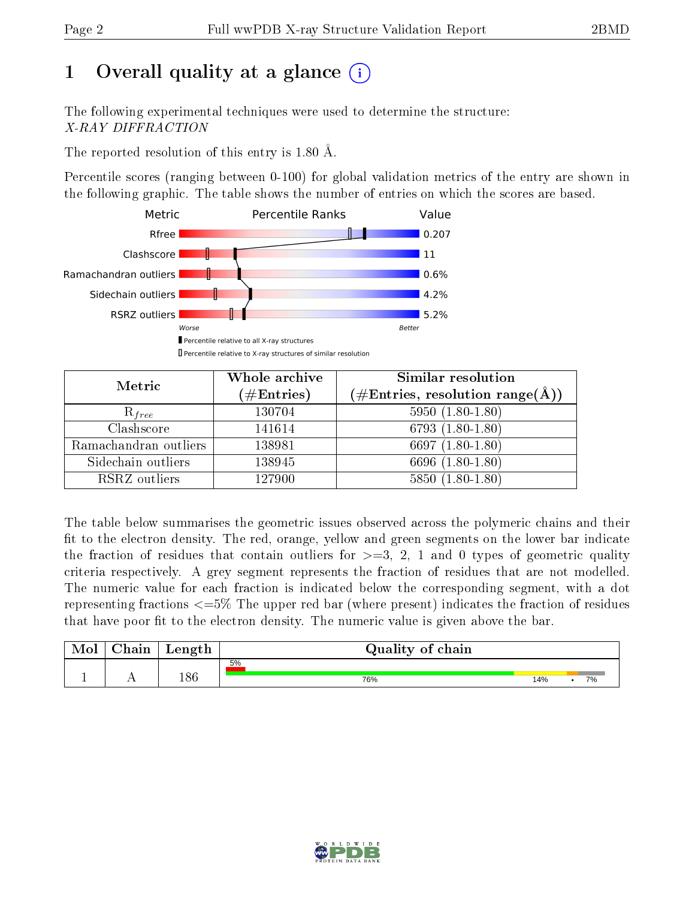# 1 Overall quality at a glance (i)

The following experimental techniques were used to determine the structure:
*X-RAY DIFFRACTION*

The reported resolution of this entry is 1.80 Å.

Percentile scores (ranging between 0-100) for global validation metrics of the entry are shown in the following graphic. The table shows the number of entries on which the scores are based.

| Metric | Value |
|---|---|
| Rfree | 0.207 |
| Clashscore | 11 |
| Ramachandran outliers | 0.6% |
| Sidechain outliers | 4.2% |
| RSRZ outliers | 5.2% |

Worse — Better

▮ Percentile relative to all X-ray structures
▯ Percentile relative to X-ray structures of similar resolution

| Metric | Whole archive (#Entries) | Similar resolution (#Entries, resolution range(Å)) |
|---|---|---|
| $R_{free}$ | 130704 | 5950 (1.80-1.80) |
| Clashscore | 141614 | 6793 (1.80-1.80) |
| Ramachandran outliers | 138981 | 6697 (1.80-1.80) |
| Sidechain outliers | 138945 | 6696 (1.80-1.80) |
| RSRZ outliers | 127900 | 5850 (1.80-1.80) |

The table below summarises the geometric issues observed across the polymeric chains and their fit to the electron density. The red, orange, yellow and green segments on the lower bar indicate the fraction of residues that contain outliers for >=3, 2, 1 and 0 types of geometric quality criteria respectively. A grey segment represents the fraction of residues that are not modelled. The numeric value for each fraction is indicated below the corresponding segment, with a dot representing fractions <=5% The upper red bar (where present) indicates the fraction of residues that have poor fit to the electron density. The numeric value is given above the bar.

| Mol | Chain | Length | Quality of chain |
|---|---|---|---|
| 1 | A | 186 | 5% (poor fit); 76%, 14%, •, 7% |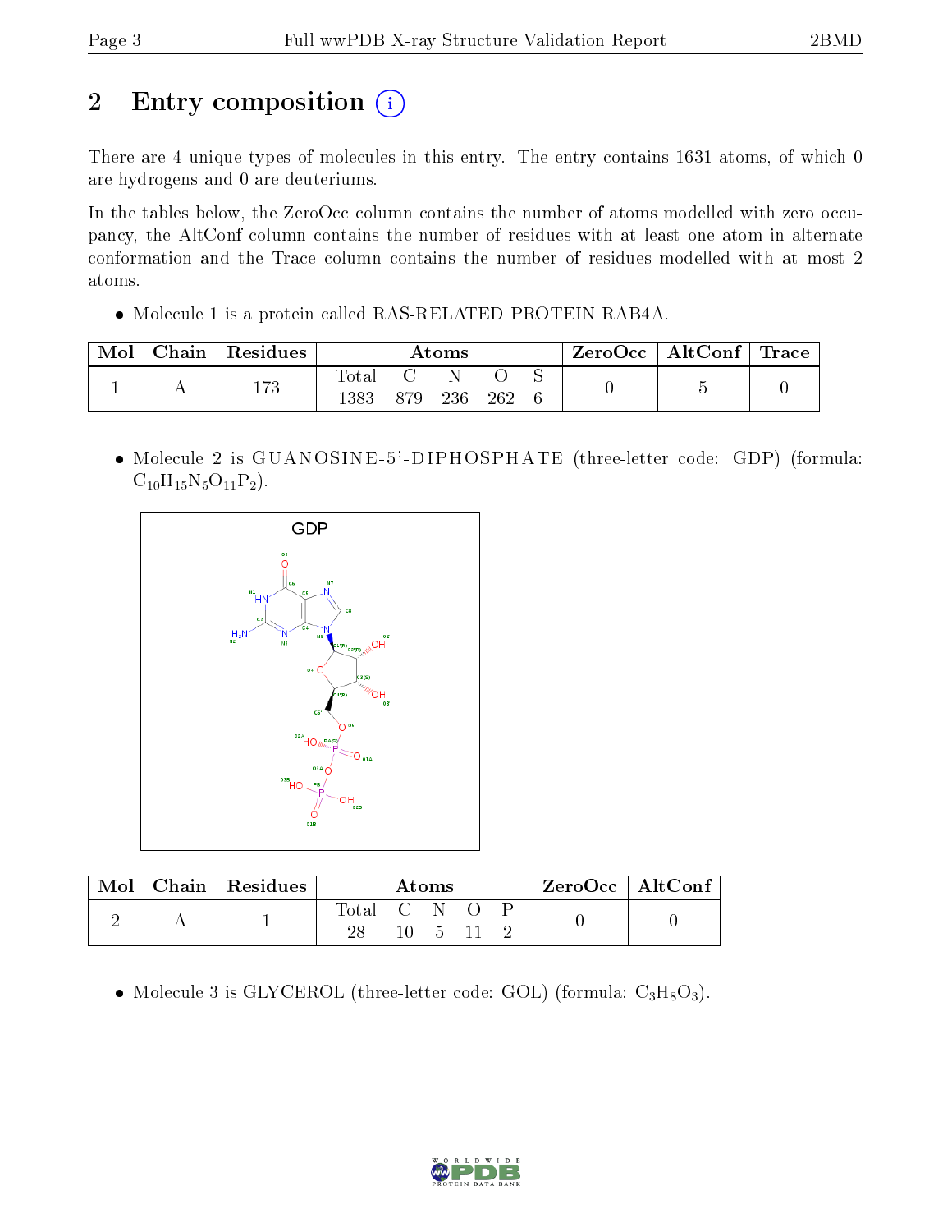# 2 Entry composition

There are 4 unique types of molecules in this entry. The entry contains 1631 atoms, of which 0 are hydrogens and 0 are deuteriums.

In the tables below, the ZeroOcc column contains the number of atoms modelled with zero occupancy, the AltConf column contains the number of residues with at least one atom in alternate conformation and the Trace column contains the number of residues modelled with at most 2 atoms.

- Molecule 1 is a protein called RAS-RELATED PROTEIN RAB4A.

| Mol | Chain | Residues | Atoms | | | | | ZeroOcc | AltConf | Trace |
|---|---|---|---|---|---|---|---|---|---|---|
| 1 | A | 173 | Total 1383 | C 879 | N 236 | O 262 | S 6 | 0 | 5 | 0 |

- Molecule 2 is GUANOSINE-5'-DIPHOSPHATE (three-letter code: GDP) (formula: $C_{10}H_{15}N_5O_{11}P_2$).

| Mol | Chain | Residues | Atoms | | | | | ZeroOcc | AltConf |
|---|---|---|---|---|---|---|---|---|---|
| 2 | A | 1 | Total 28 | C 10 | N 5 | O 11 | P 2 | 0 | 0 |

- Molecule 3 is GLYCEROL (three-letter code: GOL) (formula: $C_3H_8O_3$).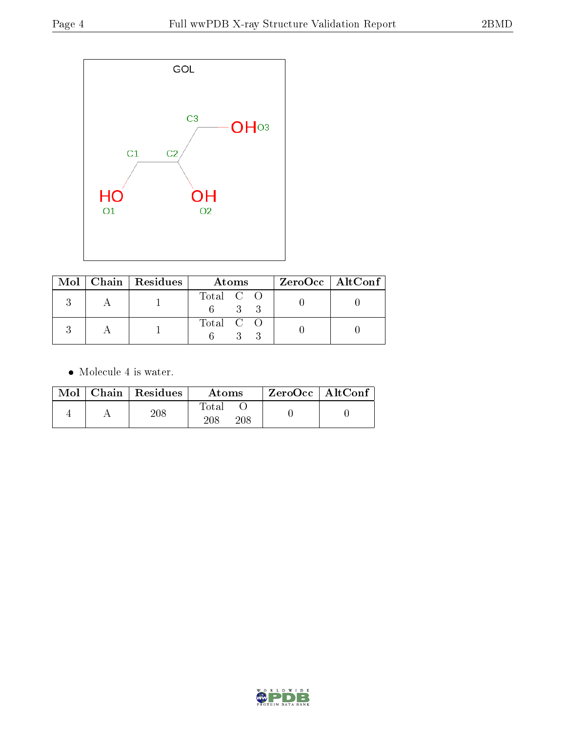| Mol | Chain | Residues | Atoms | | | ZeroOcc | AltConf |
|---|---|---|---|---|---|---|---|
| | | | Total | C | O | | |
| 3 | A | 1 | 6 | 3 | 3 | 0 | 0 |
| 3 | A | 1 | 6 | 3 | 3 | 0 | 0 |

- Molecule 4 is water.

| Mol | Chain | Residues | Atoms | | ZeroOcc | AltConf |
|---|---|---|---|---|---|---|
| | | | Total | O | | |
| 4 | A | 208 | 208 | 208 | 0 | 0 |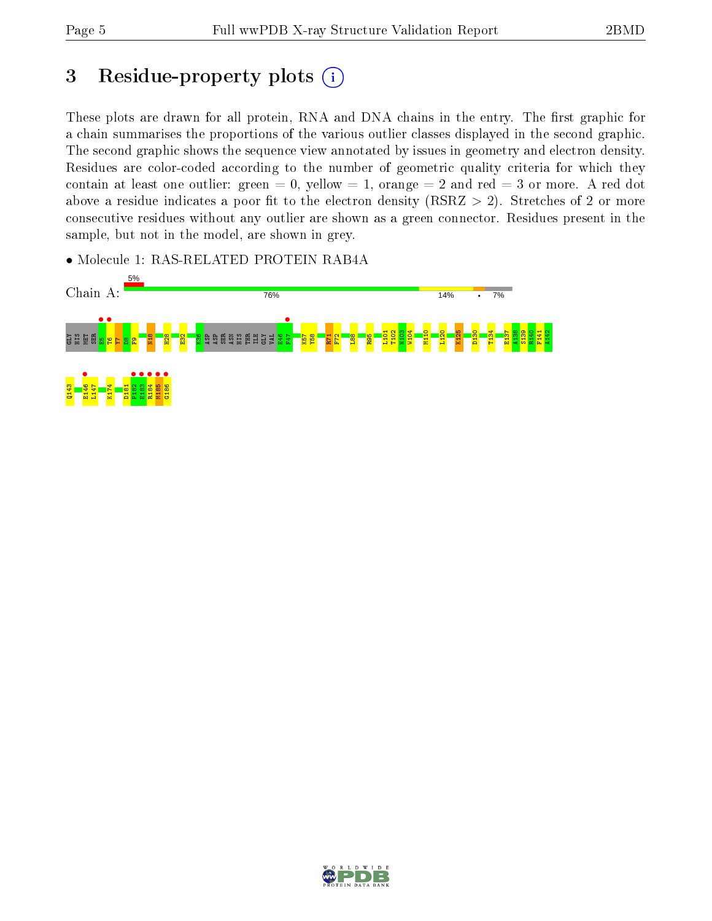# 3 Residue-property plots

These plots are drawn for all protein, RNA and DNA chains in the entry. The first graphic for a chain summarises the proportions of the various outlier classes displayed in the second graphic. The second graphic shows the sequence view annotated by issues in geometry and electron density. Residues are color-coded according to the number of geometric quality criteria for which they contain at least one outlier: green = 0, yellow = 1, orange = 2 and red = 3 or more. A red dot above a residue indicates a poor fit to the electron density (RSRZ > 2). Stretches of 2 or more consecutive residues without any outlier are shown as a green connector. Residues present in the sample, but not in the model, are shown in grey.

- Molecule 1: RAS-RELATED PROTEIN RAB4A

Chain A: 5% | 76% | 14% | • | 7%

GLY HIS MET SER F5 T6 Y7 D8 F9 N18 H28 E32 K36 ASP ASP SER ASN HIS THR ILE GLY VAL E46 F47 K57 Y58 R71 F72 L88 R95 L101 T102 N103 W104 M110 L120 K125 D130 T134 E137 A138 S139 R140 F141 A142 Q143 E146 L147 K174 D181 P182 E183 R184 M185 G186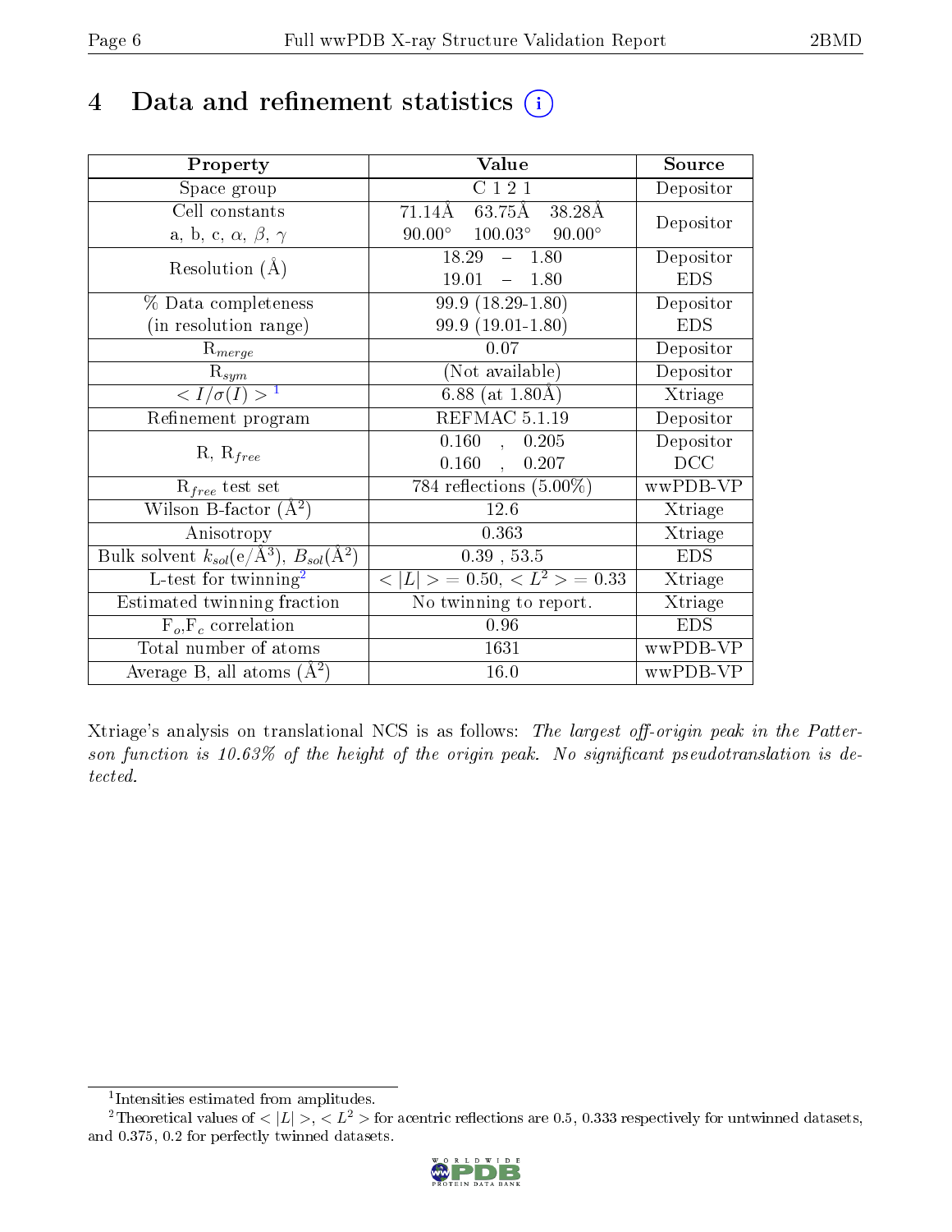# 4 Data and refinement statistics (i)

| Property | Value | Source |
|---|---|---|
| Space group | C 1 2 1 | Depositor |
| Cell constants<br>a, b, c, $\alpha$, $\beta$, $\gamma$ | 71.14Å 63.75Å 38.28Å<br>90.00° 100.03° 90.00° | Depositor |
| Resolution (Å) | 18.29 – 1.80<br>19.01 – 1.80 | Depositor<br>EDS |
| % Data completeness<br>(in resolution range) | 99.9 (18.29-1.80)<br>99.9 (19.01-1.80) | Depositor<br>EDS |
| $R_{merge}$ | 0.07 | Depositor |
| $R_{sym}$ | (Not available) | Depositor |
| $< I/\sigma(I) >$ [1] | 6.88 (at 1.80Å) | Xtriage |
| Refinement program | REFMAC 5.1.19 | Depositor |
| R, $R_{free}$ | 0.160 , 0.205<br>0.160 , 0.207 | Depositor<br>DCC |
| $R_{free}$ test set | 784 reflections (5.00%) | wwPDB-VP |
| Wilson B-factor (Å$^2$) | 12.6 | Xtriage |
| Anisotropy | 0.363 | Xtriage |
| Bulk solvent $k_{sol}$(e/Å$^3$), $B_{sol}$(Å$^2$) | 0.39 , 53.5 | EDS |
| L-test for twinning[2] | $< \|L\| >$ = 0.50, $< L^2 >$ = 0.33 | Xtriage |
| Estimated twinning fraction | No twinning to report. | Xtriage |
| $F_o$,$F_c$ correlation | 0.96 | EDS |
| Total number of atoms | 1631 | wwPDB-VP |
| Average B, all atoms (Å$^2$) | 16.0 | wwPDB-VP |

Xtriage's analysis on translational NCS is as follows: *The largest off-origin peak in the Patterson function is 10.63% of the height of the origin peak. No significant pseudotranslation is detected.*

[1] Intensities estimated from amplitudes.

[2] Theoretical values of $< |L| >$, $< L^2 >$ for acentric reflections are 0.5, 0.333 respectively for untwinned datasets, and 0.375, 0.2 for perfectly twinned datasets.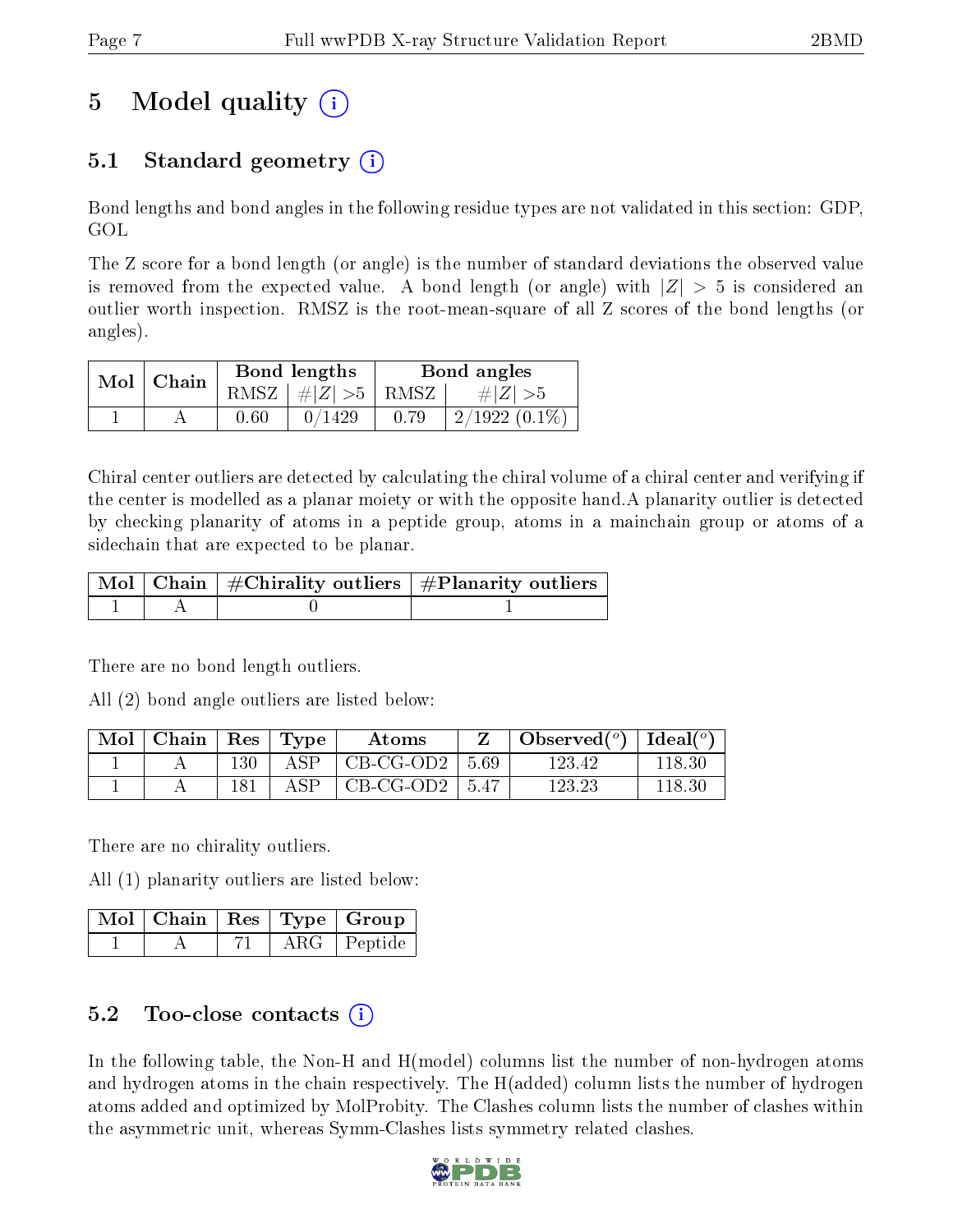# 5 Model quality (i)

## 5.1 Standard geometry (i)

Bond lengths and bond angles in the following residue types are not validated in this section: GDP, GOL

The Z score for a bond length (or angle) is the number of standard deviations the observed value is removed from the expected value. A bond length (or angle) with $|Z| > 5$ is considered an outlier worth inspection. RMSZ is the root-mean-square of all Z scores of the bond lengths (or angles).

| Mol | Chain | Bond lengths | | Bond angles | |
|---|---|---|---|---|---|
| | | RMSZ | $\#\|Z\| > 5$ | RMSZ | $\#\|Z\| > 5$ |
| 1 | A | 0.60 | 0/1429 | 0.79 | 2/1922 (0.1%) |

Chiral center outliers are detected by calculating the chiral volume of a chiral center and verifying if the center is modelled as a planar moiety or with the opposite hand.A planarity outlier is detected by checking planarity of atoms in a peptide group, atoms in a mainchain group or atoms of a sidechain that are expected to be planar.

| Mol | Chain | #Chirality outliers | #Planarity outliers |
|---|---|---|---|
| 1 | A | 0 | 1 |

There are no bond length outliers.

All (2) bond angle outliers are listed below:

| Mol | Chain | Res | Type | Atoms | Z | Observed($^o$) | Ideal($^o$) |
|---|---|---|---|---|---|---|---|
| 1 | A | 130 | ASP | CB-CG-OD2 | 5.69 | 123.42 | 118.30 |
| 1 | A | 181 | ASP | CB-CG-OD2 | 5.47 | 123.23 | 118.30 |

There are no chirality outliers.

All (1) planarity outliers are listed below:

| Mol | Chain | Res | Type | Group |
|---|---|---|---|---|
| 1 | A | 71 | ARG | Peptide |

## 5.2 Too-close contacts (i)

In the following table, the Non-H and H(model) columns list the number of non-hydrogen atoms and hydrogen atoms in the chain respectively. The H(added) column lists the number of hydrogen atoms added and optimized by MolProbity. The Clashes column lists the number of clashes within the asymmetric unit, whereas Symm-Clashes lists symmetry related clashes.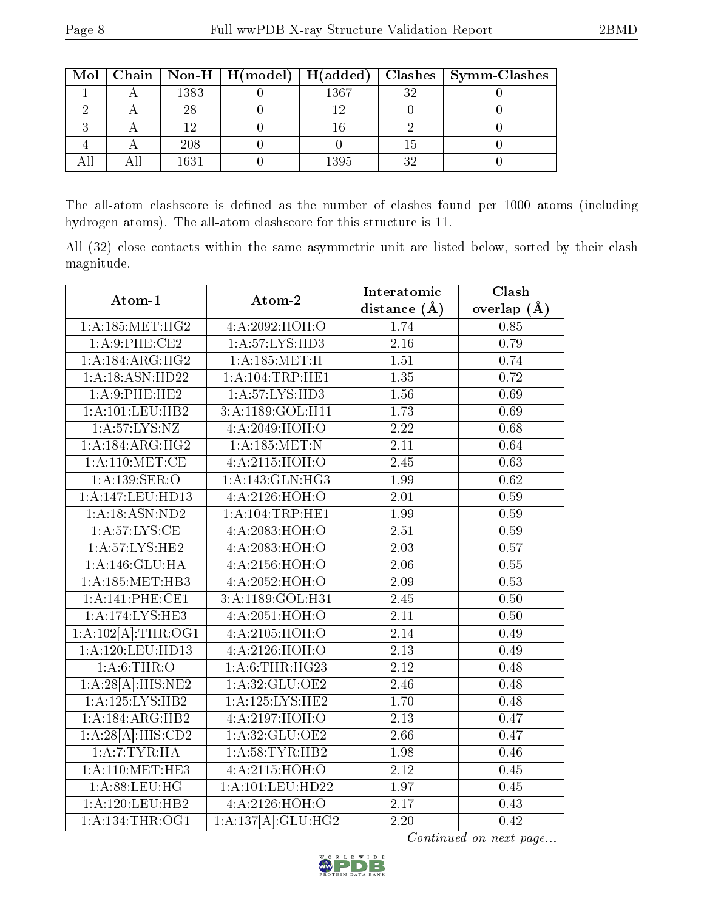| Mol | Chain | Non-H | H(model) | H(added) | Clashes | Symm-Clashes |
|---|---|---|---|---|---|---|
| 1 | A | 1383 | 0 | 1367 | 32 | 0 |
| 2 | A | 28 | 0 | 12 | 0 | 0 |
| 3 | A | 12 | 0 | 16 | 2 | 0 |
| 4 | A | 208 | 0 | 0 | 15 | 0 |
| All | All | 1631 | 0 | 1395 | 32 | 0 |

The all-atom clashscore is defined as the number of clashes found per 1000 atoms (including hydrogen atoms). The all-atom clashscore for this structure is 11.

All (32) close contacts within the same asymmetric unit are listed below, sorted by their clash magnitude.

| Atom-1 | Atom-2 | Interatomic distance (Å) | Clash overlap (Å) |
|---|---|---|---|
| 1:A:185:MET:HG2 | 4:A:2092:HOH:O | 1.74 | 0.85 |
| 1:A:9:PHE:CE2 | 1:A:57:LYS:HD3 | 2.16 | 0.79 |
| 1:A:184:ARG:HG2 | 1:A:185:MET:H | 1.51 | 0.74 |
| 1:A:18:ASN:HD22 | 1:A:104:TRP:HE1 | 1.35 | 0.72 |
| 1:A:9:PHE:HE2 | 1:A:57:LYS:HD3 | 1.56 | 0.69 |
| 1:A:101:LEU:HB2 | 3:A:1189:GOL:H11 | 1.73 | 0.69 |
| 1:A:57:LYS:NZ | 4:A:2049:HOH:O | 2.22 | 0.68 |
| 1:A:184:ARG:HG2 | 1:A:185:MET:N | 2.11 | 0.64 |
| 1:A:110:MET:CE | 4:A:2115:HOH:O | 2.45 | 0.63 |
| 1:A:139:SER:O | 1:A:143:GLN:HG3 | 1.99 | 0.62 |
| 1:A:147:LEU:HD13 | 4:A:2126:HOH:O | 2.01 | 0.59 |
| 1:A:18:ASN:ND2 | 1:A:104:TRP:HE1 | 1.99 | 0.59 |
| 1:A:57:LYS:CE | 4:A:2083:HOH:O | 2.51 | 0.59 |
| 1:A:57:LYS:HE2 | 4:A:2083:HOH:O | 2.03 | 0.57 |
| 1:A:146:GLU:HA | 4:A:2156:HOH:O | 2.06 | 0.55 |
| 1:A:185:MET:HB3 | 4:A:2052:HOH:O | 2.09 | 0.53 |
| 1:A:141:PHE:CE1 | 3:A:1189:GOL:H31 | 2.45 | 0.50 |
| 1:A:174:LYS:HE3 | 4:A:2051:HOH:O | 2.11 | 0.50 |
| 1:A:102[A]:THR:OG1 | 4:A:2105:HOH:O | 2.14 | 0.49 |
| 1:A:120:LEU:HD13 | 4:A:2126:HOH:O | 2.13 | 0.49 |
| 1:A:6:THR:O | 1:A:6:THR:HG23 | 2.12 | 0.48 |
| 1:A:28[A]:HIS:NE2 | 1:A:32:GLU:OE2 | 2.46 | 0.48 |
| 1:A:125:LYS:HB2 | 1:A:125:LYS:HE2 | 1.70 | 0.48 |
| 1:A:184:ARG:HB2 | 4:A:2197:HOH:O | 2.13 | 0.47 |
| 1:A:28[A]:HIS:CD2 | 1:A:32:GLU:OE2 | 2.66 | 0.47 |
| 1:A:7:TYR:HA | 1:A:58:TYR:HB2 | 1.98 | 0.46 |
| 1:A:110:MET:HE3 | 4:A:2115:HOH:O | 2.12 | 0.45 |
| 1:A:88:LEU:HG | 1:A:101:LEU:HD22 | 1.97 | 0.45 |
| 1:A:120:LEU:HB2 | 4:A:2126:HOH:O | 2.17 | 0.43 |
| 1:A:134:THR:OG1 | 1:A:137[A]:GLU:HG2 | 2.20 | 0.42 |

*Continued on next page...*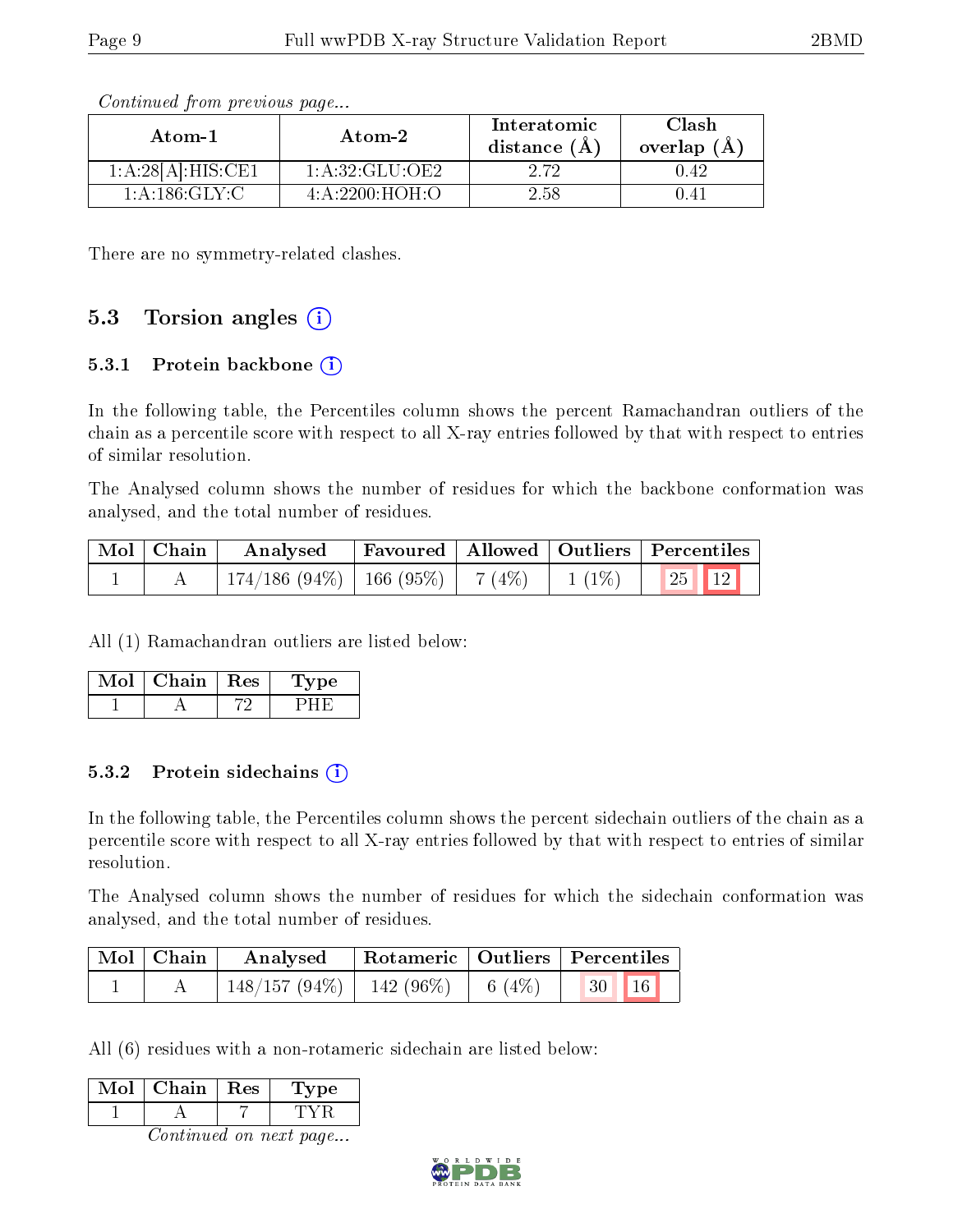*Continued from previous page...*

| Atom-1 | Atom-2 | Interatomic distance (Å) | Clash overlap (Å) |
|---|---|---|---|
| 1:A:28[A]:HIS:CE1 | 1:A:32:GLU:OE2 | 2.72 | 0.42 |
| 1:A:186:GLY:C | 4:A:2200:HOH:O | 2.58 | 0.41 |

There are no symmetry-related clashes.

## 5.3 Torsion angles

### 5.3.1 Protein backbone

In the following table, the Percentiles column shows the percent Ramachandran outliers of the chain as a percentile score with respect to all X-ray entries followed by that with respect to entries of similar resolution.

The Analysed column shows the number of residues for which the backbone conformation was analysed, and the total number of residues.

| Mol | Chain | Analysed | Favoured | Allowed | Outliers | Percentiles | |
|---|---|---|---|---|---|---|---|
| 1 | A | 174/186 (94%) | 166 (95%) | 7 (4%) | 1 (1%) | 25 | 12 |

All (1) Ramachandran outliers are listed below:

| Mol | Chain | Res | Type |
|---|---|---|---|
| 1 | A | 72 | PHE |

### 5.3.2 Protein sidechains

In the following table, the Percentiles column shows the percent sidechain outliers of the chain as a percentile score with respect to all X-ray entries followed by that with respect to entries of similar resolution.

The Analysed column shows the number of residues for which the sidechain conformation was analysed, and the total number of residues.

| Mol | Chain | Analysed | Rotameric | Outliers | Percentiles | |
|---|---|---|---|---|---|---|
| 1 | A | 148/157 (94%) | 142 (96%) | 6 (4%) | 30 | 16 |

All (6) residues with a non-rotameric sidechain are listed below:

| Mol | Chain | Res | Type |
|---|---|---|---|
| 1 | A | 7 | TYR |

*Continued on next page...*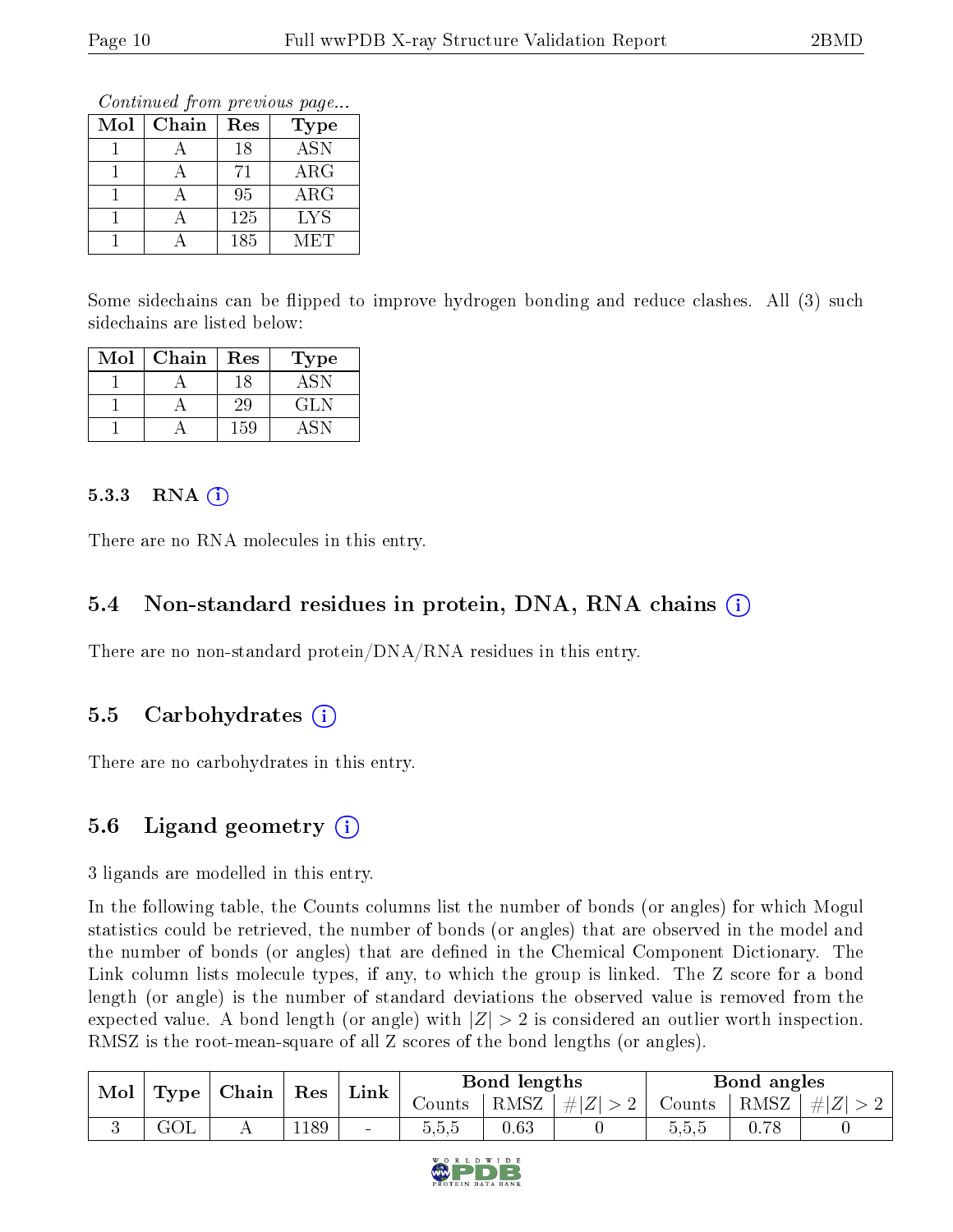*Continued from previous page...*

| Mol | Chain | Res | Type |
|---|---|---|---|
| 1 | A | 18 | ASN |
| 1 | A | 71 | ARG |
| 1 | A | 95 | ARG |
| 1 | A | 125 | LYS |
| 1 | A | 185 | MET |

Some sidechains can be flipped to improve hydrogen bonding and reduce clashes. All (3) such sidechains are listed below:

| Mol | Chain | Res | Type |
|---|---|---|---|
| 1 | A | 18 | ASN |
| 1 | A | 29 | GLN |
| 1 | A | 159 | ASN |

### 5.3.3 RNA (i)

There are no RNA molecules in this entry.

## 5.4 Non-standard residues in protein, DNA, RNA chains (i)

There are no non-standard protein/DNA/RNA residues in this entry.

## 5.5 Carbohydrates (i)

There are no carbohydrates in this entry.

## 5.6 Ligand geometry (i)

3 ligands are modelled in this entry.

In the following table, the Counts columns list the number of bonds (or angles) for which Mogul statistics could be retrieved, the number of bonds (or angles) that are observed in the model and the number of bonds (or angles) that are defined in the Chemical Component Dictionary. The Link column lists molecule types, if any, to which the group is linked. The Z score for a bond length (or angle) is the number of standard deviations the observed value is removed from the expected value. A bond length (or angle) with $|Z| > 2$ is considered an outlier worth inspection. RMSZ is the root-mean-square of all Z scores of the bond lengths (or angles).

| Mol | Type | Chain | Res | Link | Bond lengths | | | Bond angles | | |
|---|---|---|---|---|---|---|---|---|---|---|
| | | | | | Counts | RMSZ | $\#\|Z\|>2$ | Counts | RMSZ | $\#\|Z\|>2$ |
| 3 | GOL | A | 1189 | - | 5,5,5 | 0.63 | 0 | 5,5,5 | 0.78 | 0 |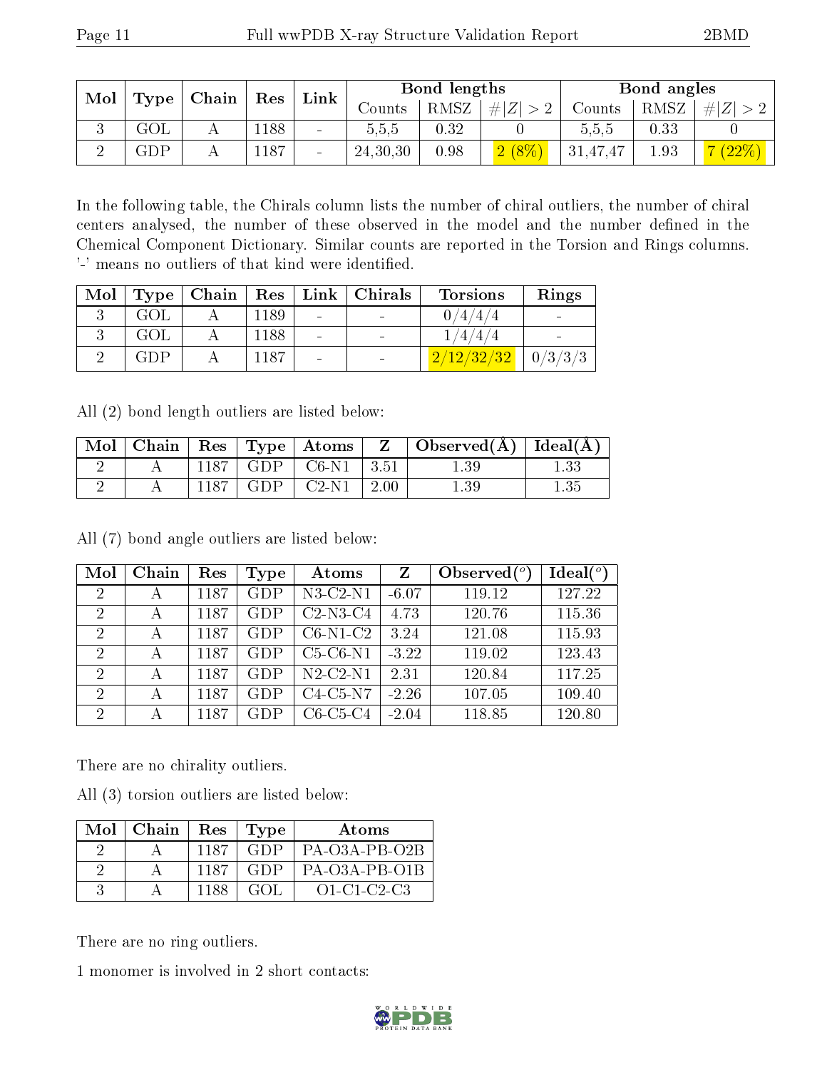| Mol | Type | Chain | Res | Link | Bond lengths | | | Bond angles | | |
|---|---|---|---|---|---|---|---|---|---|---|
| | | | | | Counts | RMSZ | #\|Z\| > 2 | Counts | RMSZ | #\|Z\| > 2 |
| 3 | GOL | A | 1188 | - | 5,5,5 | 0.32 | 0 | 5,5,5 | 0.33 | 0 |
| 2 | GDP | A | 1187 | - | 24,30,30 | 0.98 | 2 (8%) | 31,47,47 | 1.93 | 7 (22%) |

In the following table, the Chirals column lists the number of chiral outliers, the number of chiral centers analysed, the number of these observed in the model and the number defined in the Chemical Component Dictionary. Similar counts are reported in the Torsion and Rings columns. '-' means no outliers of that kind were identified.

| Mol | Type | Chain | Res | Link | Chirals | Torsions | Rings |
|---|---|---|---|---|---|---|---|
| 3 | GOL | A | 1189 | - | - | 0/4/4/4 | - |
| 3 | GOL | A | 1188 | - | - | 1/4/4/4 | - |
| 2 | GDP | A | 1187 | - | - | 2/12/32/32 | 0/3/3/3 |

All (2) bond length outliers are listed below:

| Mol | Chain | Res | Type | Atoms | Z | Observed(Å) | Ideal(Å) |
|---|---|---|---|---|---|---|---|
| 2 | A | 1187 | GDP | C6-N1 | 3.51 | 1.39 | 1.33 |
| 2 | A | 1187 | GDP | C2-N1 | 2.00 | 1.39 | 1.35 |

All (7) bond angle outliers are listed below:

| Mol | Chain | Res | Type | Atoms | Z | Observed(°) | Ideal(°) |
|---|---|---|---|---|---|---|---|
| 2 | A | 1187 | GDP | N3-C2-N1 | -6.07 | 119.12 | 127.22 |
| 2 | A | 1187 | GDP | C2-N3-C4 | 4.73 | 120.76 | 115.36 |
| 2 | A | 1187 | GDP | C6-N1-C2 | 3.24 | 121.08 | 115.93 |
| 2 | A | 1187 | GDP | C5-C6-N1 | -3.22 | 119.02 | 123.43 |
| 2 | A | 1187 | GDP | N2-C2-N1 | 2.31 | 120.84 | 117.25 |
| 2 | A | 1187 | GDP | C4-C5-N7 | -2.26 | 107.05 | 109.40 |
| 2 | A | 1187 | GDP | C6-C5-C4 | -2.04 | 118.85 | 120.80 |

There are no chirality outliers.

All (3) torsion outliers are listed below:

| Mol | Chain | Res | Type | Atoms |
|---|---|---|---|---|
| 2 | A | 1187 | GDP | PA-O3A-PB-O2B |
| 2 | A | 1187 | GDP | PA-O3A-PB-O1B |
| 3 | A | 1188 | GOL | O1-C1-C2-C3 |

There are no ring outliers.

1 monomer is involved in 2 short contacts: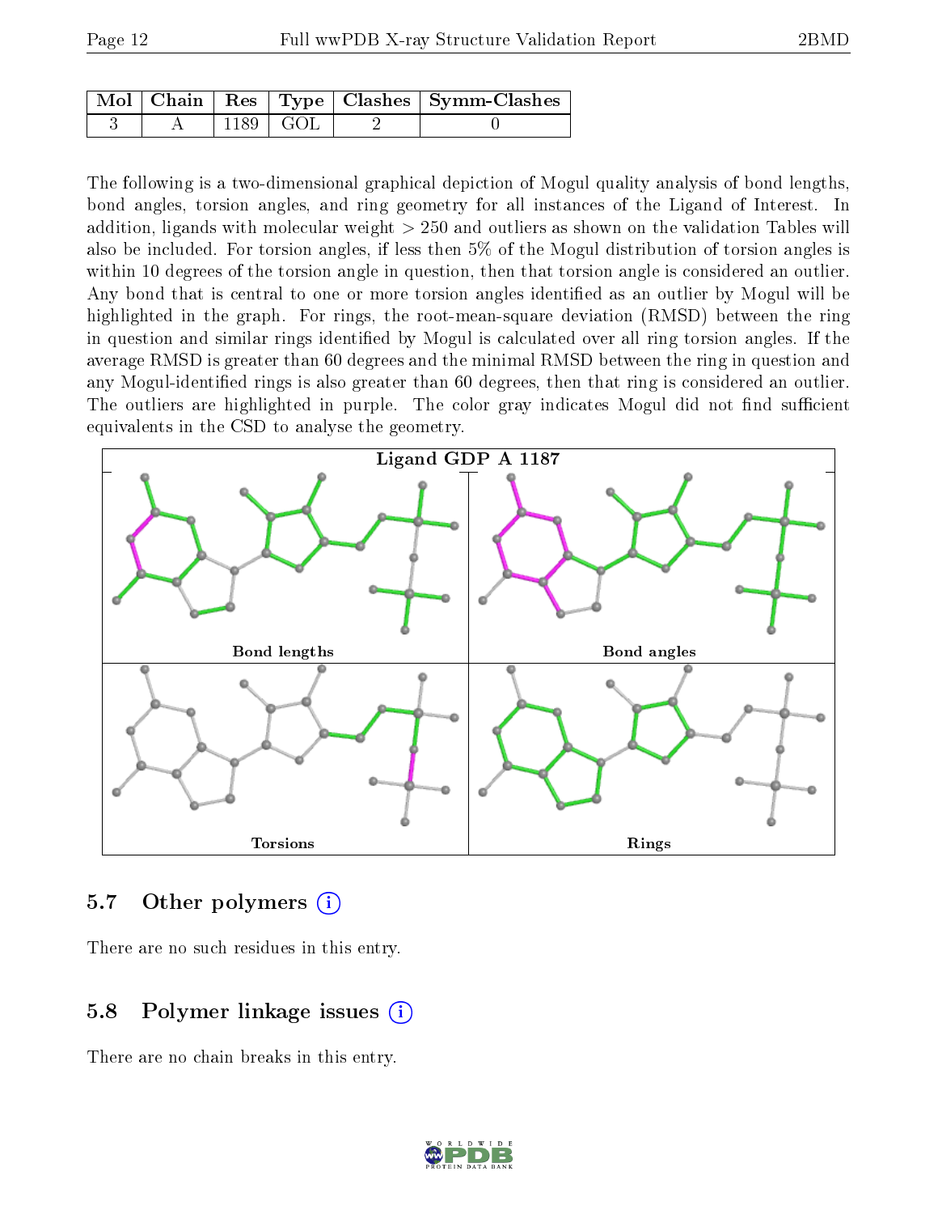| Mol | Chain | Res | Type | Clashes | Symm-Clashes |
|---|---|---|---|---|---|
| 3 | A | 1189 | GOL | 2 | 0 |

The following is a two-dimensional graphical depiction of Mogul quality analysis of bond lengths, bond angles, torsion angles, and ring geometry for all instances of the Ligand of Interest. In addition, ligands with molecular weight > 250 and outliers as shown on the validation Tables will also be included. For torsion angles, if less then 5% of the Mogul distribution of torsion angles is within 10 degrees of the torsion angle in question, then that torsion angle is considered an outlier. Any bond that is central to one or more torsion angles identified as an outlier by Mogul will be highlighted in the graph. For rings, the root-mean-square deviation (RMSD) between the ring in question and similar rings identified by Mogul is calculated over all ring torsion angles. If the average RMSD is greater than 60 degrees and the minimal RMSD between the ring in question and any Mogul-identified rings is also greater than 60 degrees, then that ring is considered an outlier. The outliers are highlighted in purple. The color gray indicates Mogul did not find sufficient equivalents in the CSD to analyse the geometry.

Ligand GDP A 1187

Bond lengths

Bond angles

Torsions

Rings

## 5.7 Other polymers

There are no such residues in this entry.

## 5.8 Polymer linkage issues

There are no chain breaks in this entry.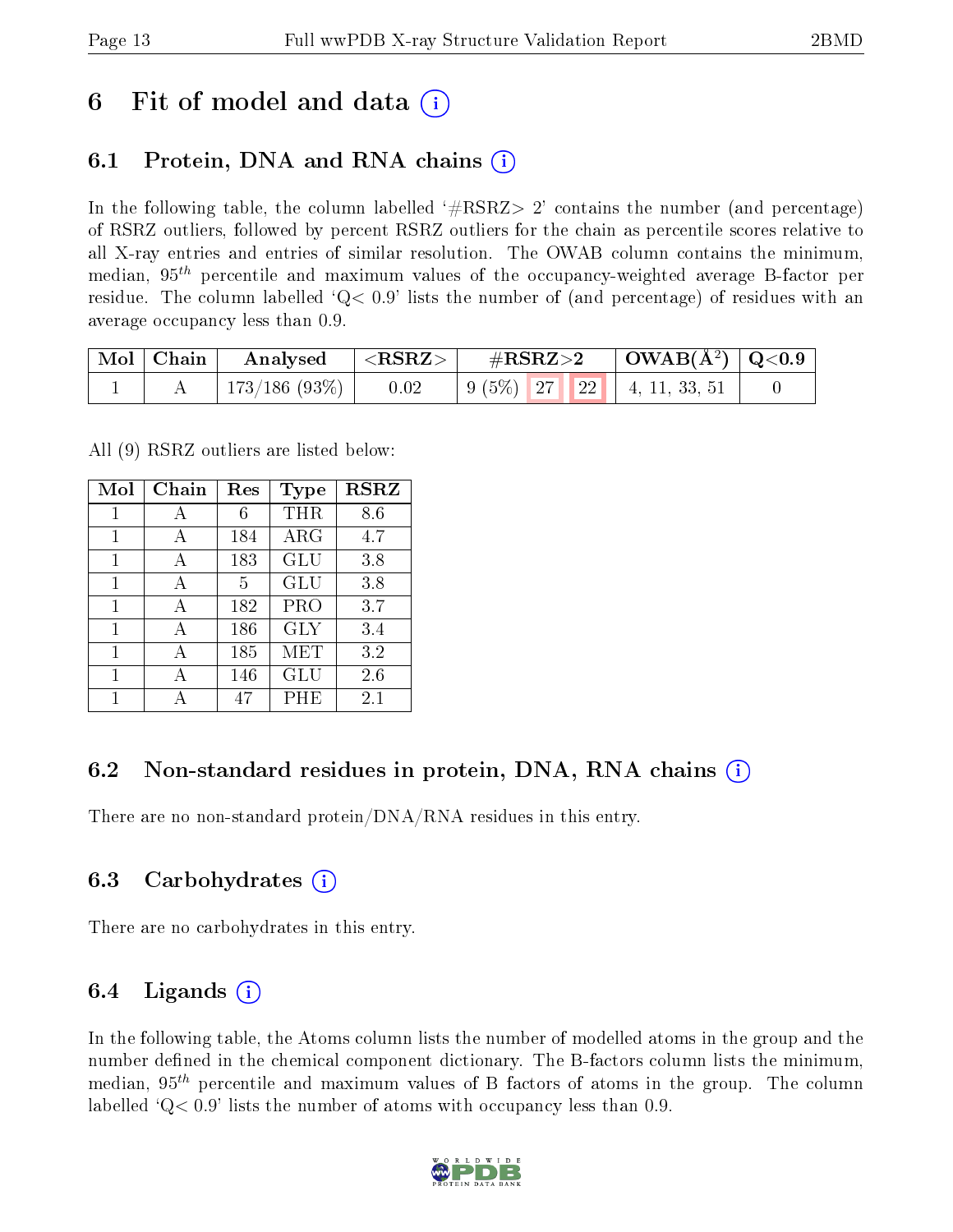# 6 Fit of model and data (i)

## 6.1 Protein, DNA and RNA chains (i)

In the following table, the column labelled '#RSRZ> 2' contains the number (and percentage) of RSRZ outliers, followed by percent RSRZ outliers for the chain as percentile scores relative to all X-ray entries and entries of similar resolution. The OWAB column contains the minimum, median, $95^{th}$ percentile and maximum values of the occupancy-weighted average B-factor per residue. The column labelled 'Q< 0.9' lists the number of (and percentage) of residues with an average occupancy less than 0.9.

| Mol | Chain | Analysed | <RSRZ> | #RSRZ>2 | OWAB(Å$^2$) | Q<0.9 |
|---|---|---|---|---|---|---|
| 1 | A | 173/186 (93%) | 0.02 | 9 (5%) 27 22 | 4, 11, 33, 51 | 0 |

All (9) RSRZ outliers are listed below:

| Mol | Chain | Res | Type | RSRZ |
|---|---|---|---|---|
| 1 | A | 6 | THR | 8.6 |
| 1 | A | 184 | ARG | 4.7 |
| 1 | A | 183 | GLU | 3.8 |
| 1 | A | 5 | GLU | 3.8 |
| 1 | A | 182 | PRO | 3.7 |
| 1 | A | 186 | GLY | 3.4 |
| 1 | A | 185 | MET | 3.2 |
| 1 | A | 146 | GLU | 2.6 |
| 1 | A | 47 | PHE | 2.1 |

## 6.2 Non-standard residues in protein, DNA, RNA chains (i)

There are no non-standard protein/DNA/RNA residues in this entry.

## 6.3 Carbohydrates (i)

There are no carbohydrates in this entry.

## 6.4 Ligands (i)

In the following table, the Atoms column lists the number of modelled atoms in the group and the number defined in the chemical component dictionary. The B-factors column lists the minimum, median, $95^{th}$ percentile and maximum values of B factors of atoms in the group. The column labelled 'Q< 0.9' lists the number of atoms with occupancy less than 0.9.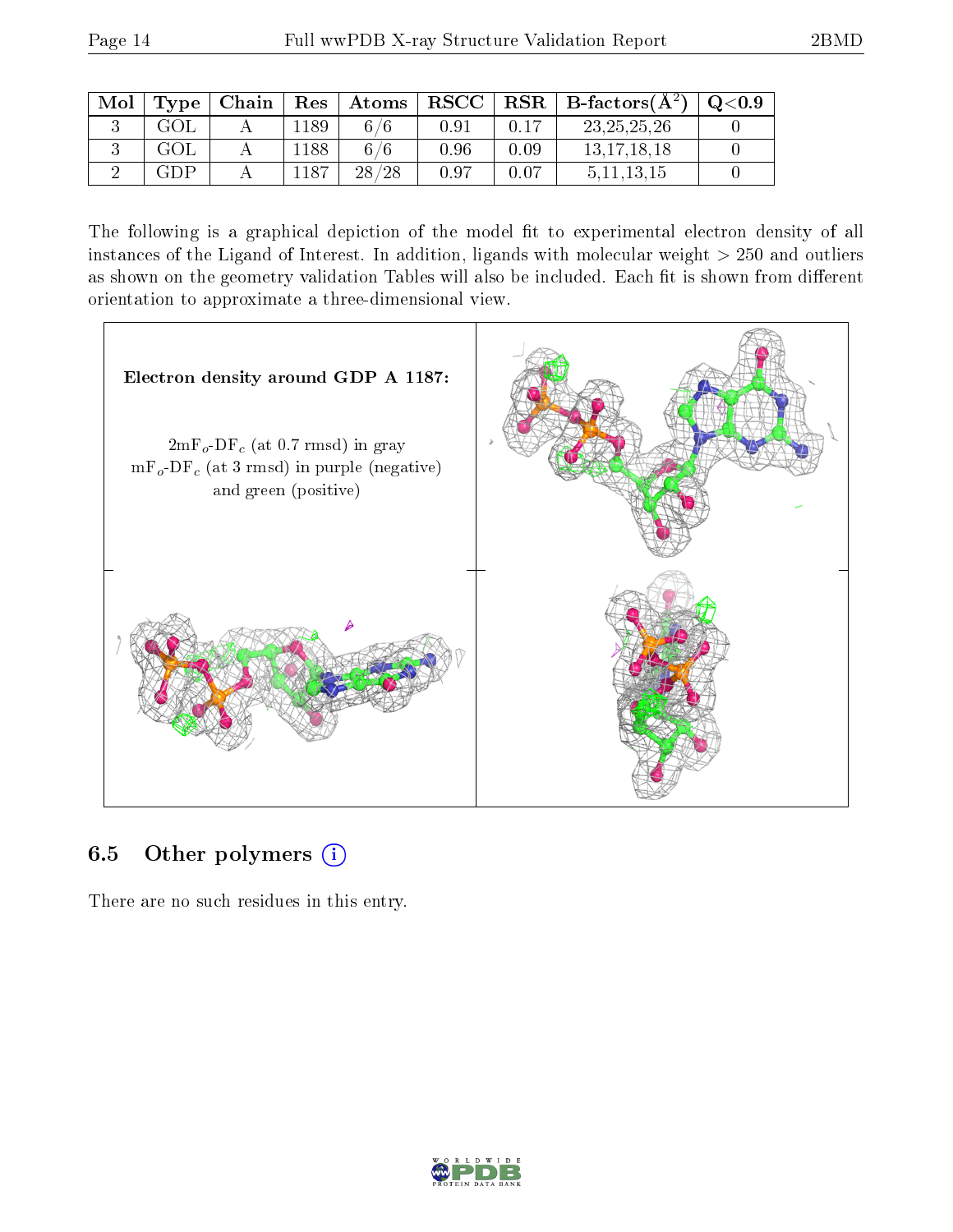| Mol | Type | Chain | Res | Atoms | RSCC | RSR | B-factors($Å^2$) | Q<0.9 |
|---|---|---|---|---|---|---|---|---|
| 3 | GOL | A | 1189 | 6/6 | 0.91 | 0.17 | 23,25,25,26 | 0 |
| 3 | GOL | A | 1188 | 6/6 | 0.96 | 0.09 | 13,17,18,18 | 0 |
| 2 | GDP | A | 1187 | 28/28 | 0.97 | 0.07 | 5,11,13,15 | 0 |

The following is a graphical depiction of the model fit to experimental electron density of all instances of the Ligand of Interest. In addition, ligands with molecular weight > 250 and outliers as shown on the geometry validation Tables will also be included. Each fit is shown from different orientation to approximate a three-dimensional view.

**Electron density around GDP A 1187:**

$2mF_o$-$DF_c$ (at 0.7 rmsd) in gray
$mF_o$-$DF_c$ (at 3 rmsd) in purple (negative)
and green (positive)

## 6.5 Other polymers

There are no such residues in this entry.